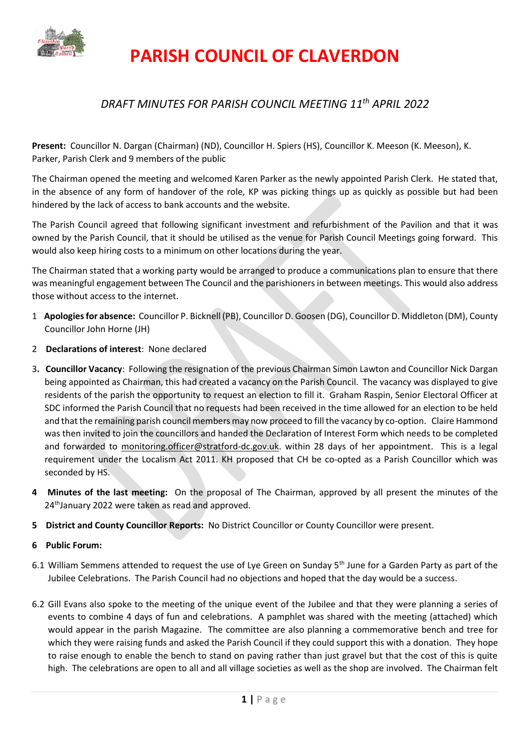# PARISH COUNCIL OF CLAVERDON

## *DRAFT MINUTES FOR PARISH COUNCIL MEETING 11th APRIL 2022*

**Present:** Councillor N. Dargan (Chairman) (ND), Councillor H. Spiers (HS), Councillor K. Meeson (K. Meeson), K. Parker, Parish Clerk and 9 members of the public

The Chairman opened the meeting and welcomed Karen Parker as the newly appointed Parish Clerk. He stated that, in the absence of any form of handover of the role, KP was picking things up as quickly as possible but had been hindered by the lack of access to bank accounts and the website.

The Parish Council agreed that following significant investment and refurbishment of the Pavilion and that it was owned by the Parish Council, that it should be utilised as the venue for Parish Council Meetings going forward. This would also keep hiring costs to a minimum on other locations during the year.

The Chairman stated that a working party would be arranged to produce a communications plan to ensure that there was meaningful engagement between The Council and the parishioners in between meetings. This would also address those without access to the internet.

1 **Apologies for absence:** Councillor P. Bicknell (PB), Councillor D. Goosen (DG), Councillor D. Middleton (DM), County Councillor John Horne (JH)

2 **Declarations of interest**: None declared

3**. Councillor Vacancy**: Following the resignation of the previous Chairman Simon Lawton and Councillor Nick Dargan being appointed as Chairman, this had created a vacancy on the Parish Council. The vacancy was displayed to give residents of the parish the opportunity to request an election to fill it. Graham Raspin, Senior Electoral Officer at SDC informed the Parish Council that no requests had been received in the time allowed for an election to be held and that the remaining parish council members may now proceed to fill the vacancy by co-option. Claire Hammond was then invited to join the councillors and handed the Declaration of Interest Form which needs to be completed and forwarded to monitoring.officer@stratford-dc.gov.uk. within 28 days of her appointment. This is a legal requirement under the Localism Act 2011. KH proposed that CH be co-opted as a Parish Councillor which was seconded by HS.

**4 Minutes of the last meeting:** On the proposal of The Chairman, approved by all present the minutes of the 24th January 2022 were taken as read and approved.

**5 District and County Councillor Reports:** No District Councillor or County Councillor were present.

**6 Public Forum:**

6.1 William Semmens attended to request the use of Lye Green on Sunday 5th June for a Garden Party as part of the Jubilee Celebrations. The Parish Council had no objections and hoped that the day would be a success.

6.2 Gill Evans also spoke to the meeting of the unique event of the Jubilee and that they were planning a series of events to combine 4 days of fun and celebrations. A pamphlet was shared with the meeting (attached) which would appear in the parish Magazine. The committee are also planning a commemorative bench and tree for which they were raising funds and asked the Parish Council if they could support this with a donation. They hope to raise enough to enable the bench to stand on paving rather than just gravel but that the cost of this is quite high. The celebrations are open to all and all village societies as well as the shop are involved. The Chairman felt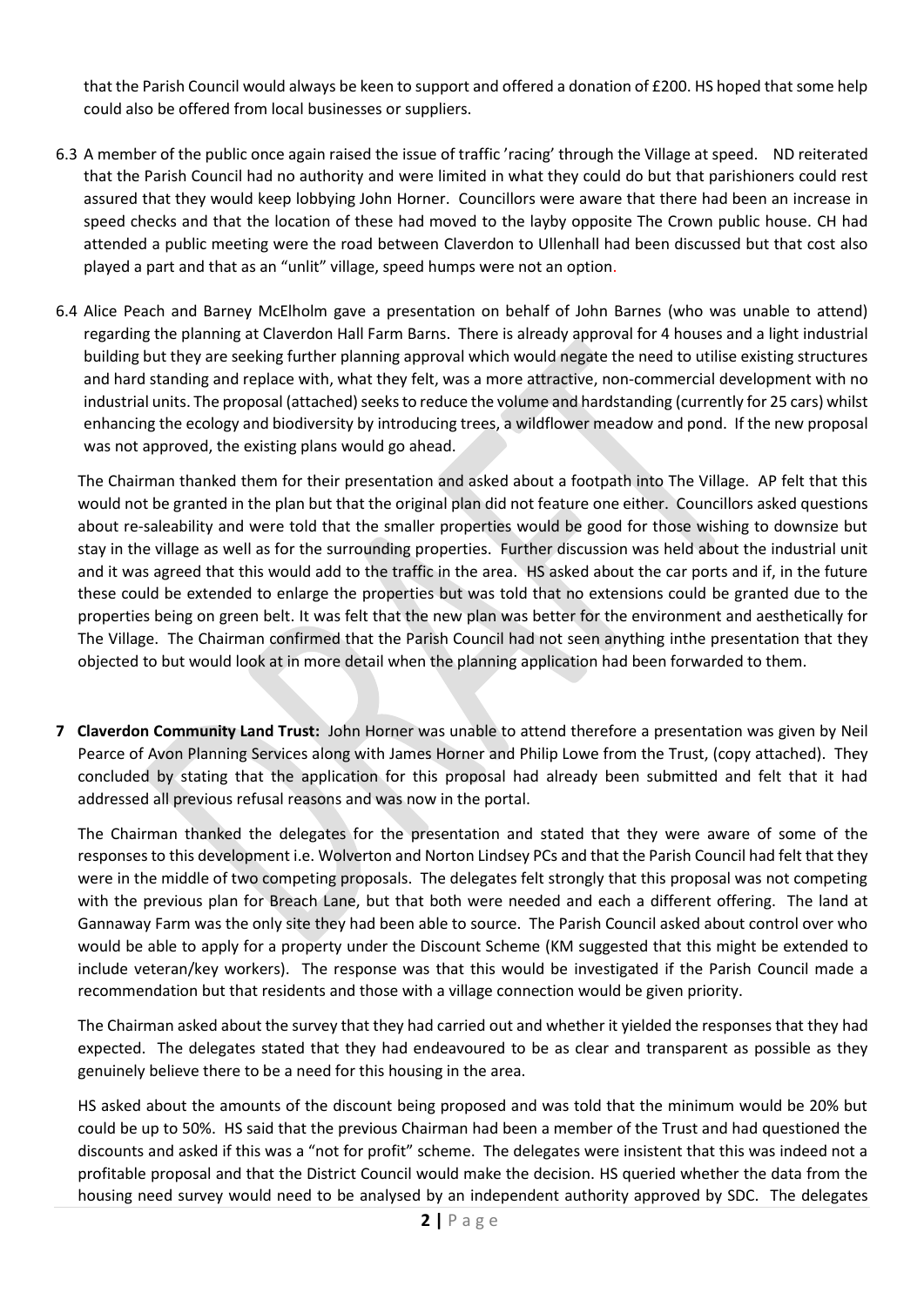that the Parish Council would always be keen to support and offered a donation of £200. HS hoped that some help could also be offered from local businesses or suppliers.

6.3 A member of the public once again raised the issue of traffic 'racing' through the Village at speed. ND reiterated that the Parish Council had no authority and were limited in what they could do but that parishioners could rest assured that they would keep lobbying John Horner. Councillors were aware that there had been an increase in speed checks and that the location of these had moved to the layby opposite The Crown public house. CH had attended a public meeting were the road between Claverdon to Ullenhall had been discussed but that cost also played a part and that as an "unlit" village, speed humps were not an option.

6.4 Alice Peach and Barney McElholm gave a presentation on behalf of John Barnes (who was unable to attend) regarding the planning at Claverdon Hall Farm Barns. There is already approval for 4 houses and a light industrial building but they are seeking further planning approval which would negate the need to utilise existing structures and hard standing and replace with, what they felt, was a more attractive, non-commercial development with no industrial units. The proposal (attached) seeks to reduce the volume and hardstanding (currently for 25 cars) whilst enhancing the ecology and biodiversity by introducing trees, a wildflower meadow and pond. If the new proposal was not approved, the existing plans would go ahead.

The Chairman thanked them for their presentation and asked about a footpath into The Village. AP felt that this would not be granted in the plan but that the original plan did not feature one either. Councillors asked questions about re-saleability and were told that the smaller properties would be good for those wishing to downsize but stay in the village as well as for the surrounding properties. Further discussion was held about the industrial unit and it was agreed that this would add to the traffic in the area. HS asked about the car ports and if, in the future these could be extended to enlarge the properties but was told that no extensions could be granted due to the properties being on green belt. It was felt that the new plan was better for the environment and aesthetically for The Village. The Chairman confirmed that the Parish Council had not seen anything inthe presentation that they objected to but would look at in more detail when the planning application had been forwarded to them.

**7 Claverdon Community Land Trust:** John Horner was unable to attend therefore a presentation was given by Neil Pearce of Avon Planning Services along with James Horner and Philip Lowe from the Trust, (copy attached). They concluded by stating that the application for this proposal had already been submitted and felt that it had addressed all previous refusal reasons and was now in the portal.

The Chairman thanked the delegates for the presentation and stated that they were aware of some of the responses to this development i.e. Wolverton and Norton Lindsey PCs and that the Parish Council had felt that they were in the middle of two competing proposals. The delegates felt strongly that this proposal was not competing with the previous plan for Breach Lane, but that both were needed and each a different offering. The land at Gannaway Farm was the only site they had been able to source. The Parish Council asked about control over who would be able to apply for a property under the Discount Scheme (KM suggested that this might be extended to include veteran/key workers). The response was that this would be investigated if the Parish Council made a recommendation but that residents and those with a village connection would be given priority.

The Chairman asked about the survey that they had carried out and whether it yielded the responses that they had expected. The delegates stated that they had endeavoured to be as clear and transparent as possible as they genuinely believe there to be a need for this housing in the area.

HS asked about the amounts of the discount being proposed and was told that the minimum would be 20% but could be up to 50%. HS said that the previous Chairman had been a member of the Trust and had questioned the discounts and asked if this was a "not for profit" scheme. The delegates were insistent that this was indeed not a profitable proposal and that the District Council would make the decision. HS queried whether the data from the housing need survey would need to be analysed by an independent authority approved by SDC. The delegates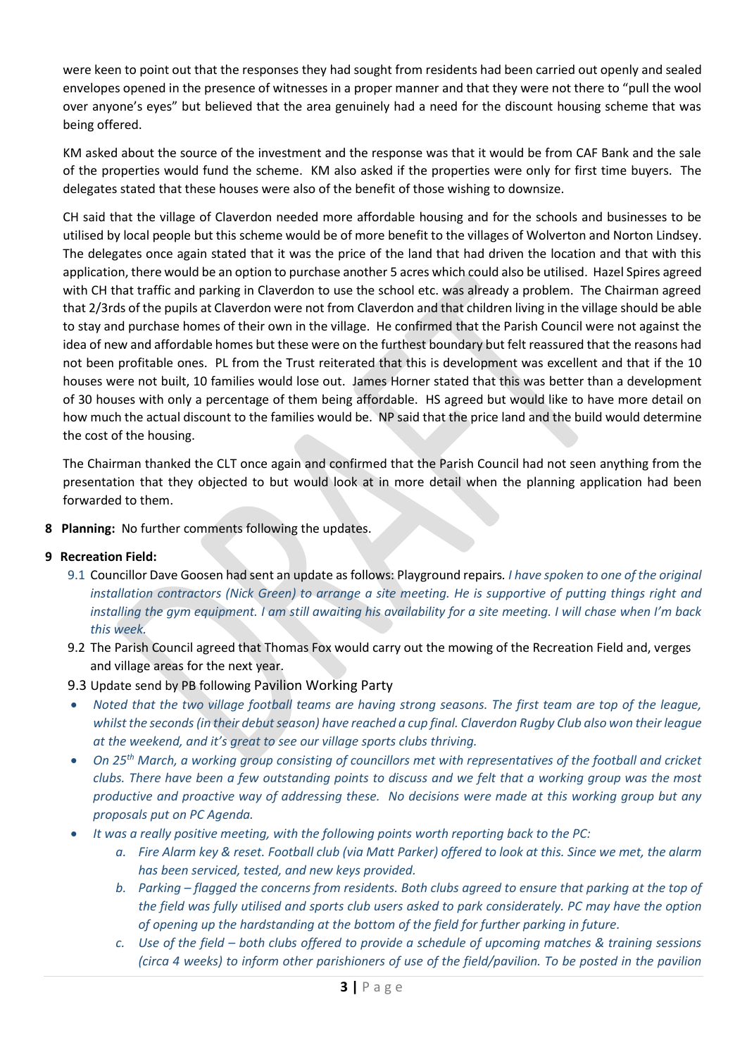were keen to point out that the responses they had sought from residents had been carried out openly and sealed envelopes opened in the presence of witnesses in a proper manner and that they were not there to "pull the wool over anyone's eyes" but believed that the area genuinely had a need for the discount housing scheme that was being offered.

KM asked about the source of the investment and the response was that it would be from CAF Bank and the sale of the properties would fund the scheme. KM also asked if the properties were only for first time buyers. The delegates stated that these houses were also of the benefit of those wishing to downsize.

CH said that the village of Claverdon needed more affordable housing and for the schools and businesses to be utilised by local people but this scheme would be of more benefit to the villages of Wolverton and Norton Lindsey. The delegates once again stated that it was the price of the land that had driven the location and that with this application, there would be an option to purchase another 5 acres which could also be utilised. Hazel Spires agreed with CH that traffic and parking in Claverdon to use the school etc. was already a problem. The Chairman agreed that 2/3rds of the pupils at Claverdon were not from Claverdon and that children living in the village should be able to stay and purchase homes of their own in the village. He confirmed that the Parish Council were not against the idea of new and affordable homes but these were on the furthest boundary but felt reassured that the reasons had not been profitable ones. PL from the Trust reiterated that this is development was excellent and that if the 10 houses were not built, 10 families would lose out. James Horner stated that this was better than a development of 30 houses with only a percentage of them being affordable. HS agreed but would like to have more detail on how much the actual discount to the families would be. NP said that the price land and the build would determine the cost of the housing.

The Chairman thanked the CLT once again and confirmed that the Parish Council had not seen anything from the presentation that they objected to but would look at in more detail when the planning application had been forwarded to them.

**8 Planning:** No further comments following the updates.

**9 Recreation Field:**

9.1 Councillor Dave Goosen had sent an update as follows: Playground repairs. *I have spoken to one of the original installation contractors (Nick Green) to arrange a site meeting. He is supportive of putting things right and installing the gym equipment. I am still awaiting his availability for a site meeting. I will chase when I'm back this week.*

9.2 The Parish Council agreed that Thomas Fox would carry out the mowing of the Recreation Field and, verges and village areas for the next year.

9.3 Update send by PB following Pavilion Working Party

- *Noted that the two village football teams are having strong seasons. The first team are top of the league, whilst the seconds (in their debut season) have reached a cup final. Claverdon Rugby Club also won their league at the weekend, and it's great to see our village sports clubs thriving.*
- *On 25th March, a working group consisting of councillors met with representatives of the football and cricket clubs. There have been a few outstanding points to discuss and we felt that a working group was the most productive and proactive way of addressing these. No decisions were made at this working group but any proposals put on PC Agenda.*
- *It was a really positive meeting, with the following points worth reporting back to the PC:*
  a. *Fire Alarm key & reset. Football club (via Matt Parker) offered to look at this. Since we met, the alarm has been serviced, tested, and new keys provided.*
  b. *Parking – flagged the concerns from residents. Both clubs agreed to ensure that parking at the top of the field was fully utilised and sports club users asked to park considerately. PC may have the option of opening up the hardstanding at the bottom of the field for further parking in future.*
  c. *Use of the field – both clubs offered to provide a schedule of upcoming matches & training sessions (circa 4 weeks) to inform other parishioners of use of the field/pavilion. To be posted in the pavilion*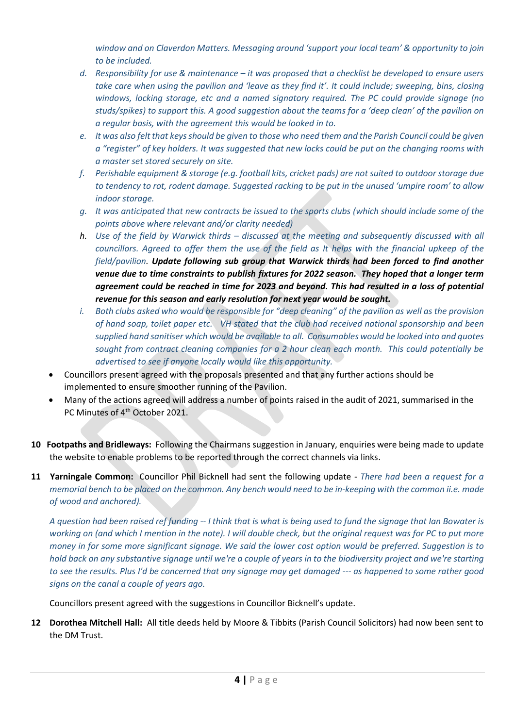*window and on Claverdon Matters. Messaging around 'support your local team' & opportunity to join to be included.*

d. *Responsibility for use & maintenance – it was proposed that a checklist be developed to ensure users take care when using the pavilion and 'leave as they find it'. It could include; sweeping, bins, closing windows, locking storage, etc and a named signatory required. The PC could provide signage (no studs/spikes) to support this. A good suggestion about the teams for a 'deep clean' of the pavilion on a regular basis, with the agreement this would be looked in to.*
e. *It was also felt that keys should be given to those who need them and the Parish Council could be given a "register" of key holders. It was suggested that new locks could be put on the changing rooms with a master set stored securely on site.*
f. *Perishable equipment & storage (e.g. football kits, cricket pads) are not suited to outdoor storage due to tendency to rot, rodent damage. Suggested racking to be put in the unused 'umpire room' to allow indoor storage.*
g. *It was anticipated that new contracts be issued to the sports clubs (which should include some of the points above where relevant and/or clarity needed)*
h. *Use of the field by Warwick thirds – discussed at the meeting and subsequently discussed with all councillors. Agreed to offer them the use of the field as It helps with the financial upkeep of the field/pavilion.* ***Update following sub group that Warwick thirds had been forced to find another venue due to time constraints to publish fixtures for 2022 season. They hoped that a longer term agreement could be reached in time for 2023 and beyond. This had resulted in a loss of potential revenue for this season and early resolution for next year would be sought.***
i. *Both clubs asked who would be responsible for "deep cleaning" of the pavilion as well as the provision of hand soap, toilet paper etc. VH stated that the club had received national sponsorship and been supplied hand sanitiser which would be available to all. Consumables would be looked into and quotes sought from contract cleaning companies for a 2 hour clean each month. This could potentially be advertised to see if anyone locally would like this opportunity.*

- Councillors present agreed with the proposals presented and that any further actions should be implemented to ensure smoother running of the Pavilion.
- Many of the actions agreed will address a number of points raised in the audit of 2021, summarised in the PC Minutes of 4th October 2021.

**10 Footpaths and Bridleways:** Following the Chairmans suggestion in January, enquiries were being made to update the website to enable problems to be reported through the correct channels via links.

**11 Yarningale Common:** Councillor Phil Bicknell had sent the following update - *There had been a request for a memorial bench to be placed on the common. Any bench would need to be in-keeping with the common ii.e. made of wood and anchored).*

*A question had been raised ref funding -- I think that is what is being used to fund the signage that Ian Bowater is working on (and which I mention in the note). I will double check, but the original request was for PC to put more money in for some more significant signage. We said the lower cost option would be preferred. Suggestion is to hold back on any substantive signage until we're a couple of years in to the biodiversity project and we're starting to see the results. Plus I'd be concerned that any signage may get damaged --- as happened to some rather good signs on the canal a couple of years ago.*

Councillors present agreed with the suggestions in Councillor Bicknell's update.

**12 Dorothea Mitchell Hall:** All title deeds held by Moore & Tibbits (Parish Council Solicitors) had now been sent to the DM Trust.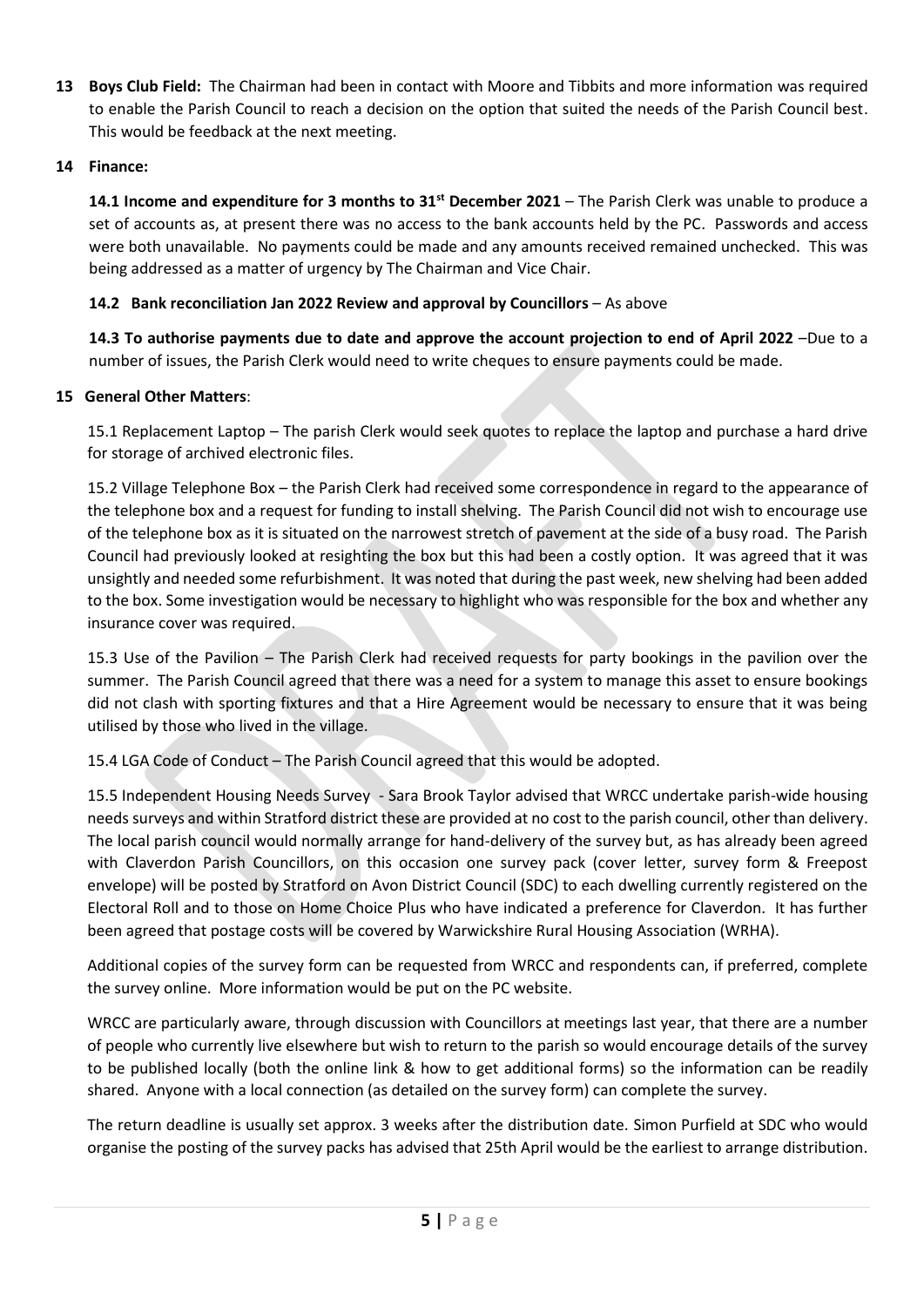**13 Boys Club Field:** The Chairman had been in contact with Moore and Tibbits and more information was required to enable the Parish Council to reach a decision on the option that suited the needs of the Parish Council best. This would be feedback at the next meeting.

**14 Finance:**

**14.1 Income and expenditure for 3 months to 31st December 2021** – The Parish Clerk was unable to produce a set of accounts as, at present there was no access to the bank accounts held by the PC. Passwords and access were both unavailable. No payments could be made and any amounts received remained unchecked. This was being addressed as a matter of urgency by The Chairman and Vice Chair.

**14.2 Bank reconciliation Jan 2022 Review and approval by Councillors** – As above

**14.3 To authorise payments due to date and approve the account projection to end of April 2022** –Due to a number of issues, the Parish Clerk would need to write cheques to ensure payments could be made.

**15 General Other Matters**:

15.1 Replacement Laptop – The parish Clerk would seek quotes to replace the laptop and purchase a hard drive for storage of archived electronic files.

15.2 Village Telephone Box – the Parish Clerk had received some correspondence in regard to the appearance of the telephone box and a request for funding to install shelving. The Parish Council did not wish to encourage use of the telephone box as it is situated on the narrowest stretch of pavement at the side of a busy road. The Parish Council had previously looked at resighting the box but this had been a costly option. It was agreed that it was unsightly and needed some refurbishment. It was noted that during the past week, new shelving had been added to the box. Some investigation would be necessary to highlight who was responsible for the box and whether any insurance cover was required.

15.3 Use of the Pavilion – The Parish Clerk had received requests for party bookings in the pavilion over the summer. The Parish Council agreed that there was a need for a system to manage this asset to ensure bookings did not clash with sporting fixtures and that a Hire Agreement would be necessary to ensure that it was being utilised by those who lived in the village.

15.4 LGA Code of Conduct – The Parish Council agreed that this would be adopted.

15.5 Independent Housing Needs Survey - Sara Brook Taylor advised that WRCC undertake parish-wide housing needs surveys and within Stratford district these are provided at no cost to the parish council, other than delivery. The local parish council would normally arrange for hand-delivery of the survey but, as has already been agreed with Claverdon Parish Councillors, on this occasion one survey pack (cover letter, survey form & Freepost envelope) will be posted by Stratford on Avon District Council (SDC) to each dwelling currently registered on the Electoral Roll and to those on Home Choice Plus who have indicated a preference for Claverdon. It has further been agreed that postage costs will be covered by Warwickshire Rural Housing Association (WRHA).

Additional copies of the survey form can be requested from WRCC and respondents can, if preferred, complete the survey online. More information would be put on the PC website.

WRCC are particularly aware, through discussion with Councillors at meetings last year, that there are a number of people who currently live elsewhere but wish to return to the parish so would encourage details of the survey to be published locally (both the online link & how to get additional forms) so the information can be readily shared. Anyone with a local connection (as detailed on the survey form) can complete the survey.

The return deadline is usually set approx. 3 weeks after the distribution date. Simon Purfield at SDC who would organise the posting of the survey packs has advised that 25th April would be the earliest to arrange distribution.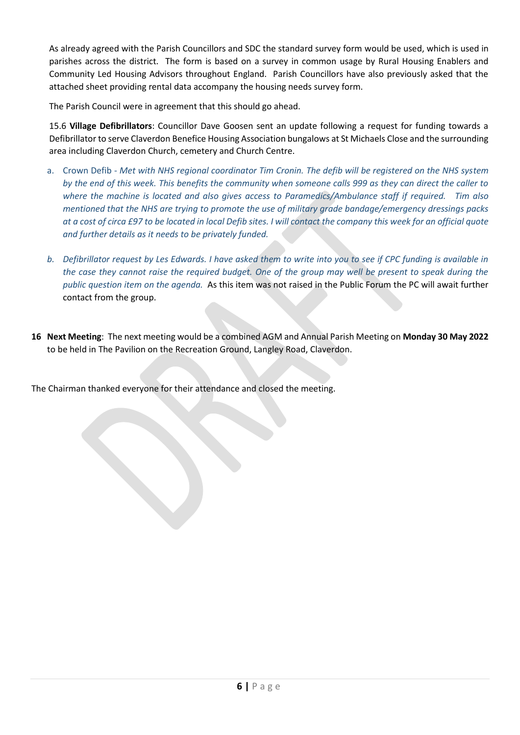As already agreed with the Parish Councillors and SDC the standard survey form would be used, which is used in parishes across the district. The form is based on a survey in common usage by Rural Housing Enablers and Community Led Housing Advisors throughout England. Parish Councillors have also previously asked that the attached sheet providing rental data accompany the housing needs survey form.

The Parish Council were in agreement that this should go ahead.

15.6 **Village Defibrillators**: Councillor Dave Goosen sent an update following a request for funding towards a Defibrillator to serve Claverdon Benefice Housing Association bungalows at St Michaels Close and the surrounding area including Claverdon Church, cemetery and Church Centre.

a. Crown Defib - *Met with NHS regional coordinator Tim Cronin. The defib will be registered on the NHS system by the end of this week. This benefits the community when someone calls 999 as they can direct the caller to where the machine is located and also gives access to Paramedics/Ambulance staff if required. Tim also mentioned that the NHS are trying to promote the use of military grade bandage/emergency dressings packs at a cost of circa £97 to be located in local Defib sites. I will contact the company this week for an official quote and further details as it needs to be privately funded.*

b. *Defibrillator request by Les Edwards. I have asked them to write into you to see if CPC funding is available in the case they cannot raise the required budget. One of the group may well be present to speak during the public question item on the agenda.* As this item was not raised in the Public Forum the PC will await further contact from the group.

**16 Next Meeting**: The next meeting would be a combined AGM and Annual Parish Meeting on **Monday 30 May 2022** to be held in The Pavilion on the Recreation Ground, Langley Road, Claverdon.

The Chairman thanked everyone for their attendance and closed the meeting.